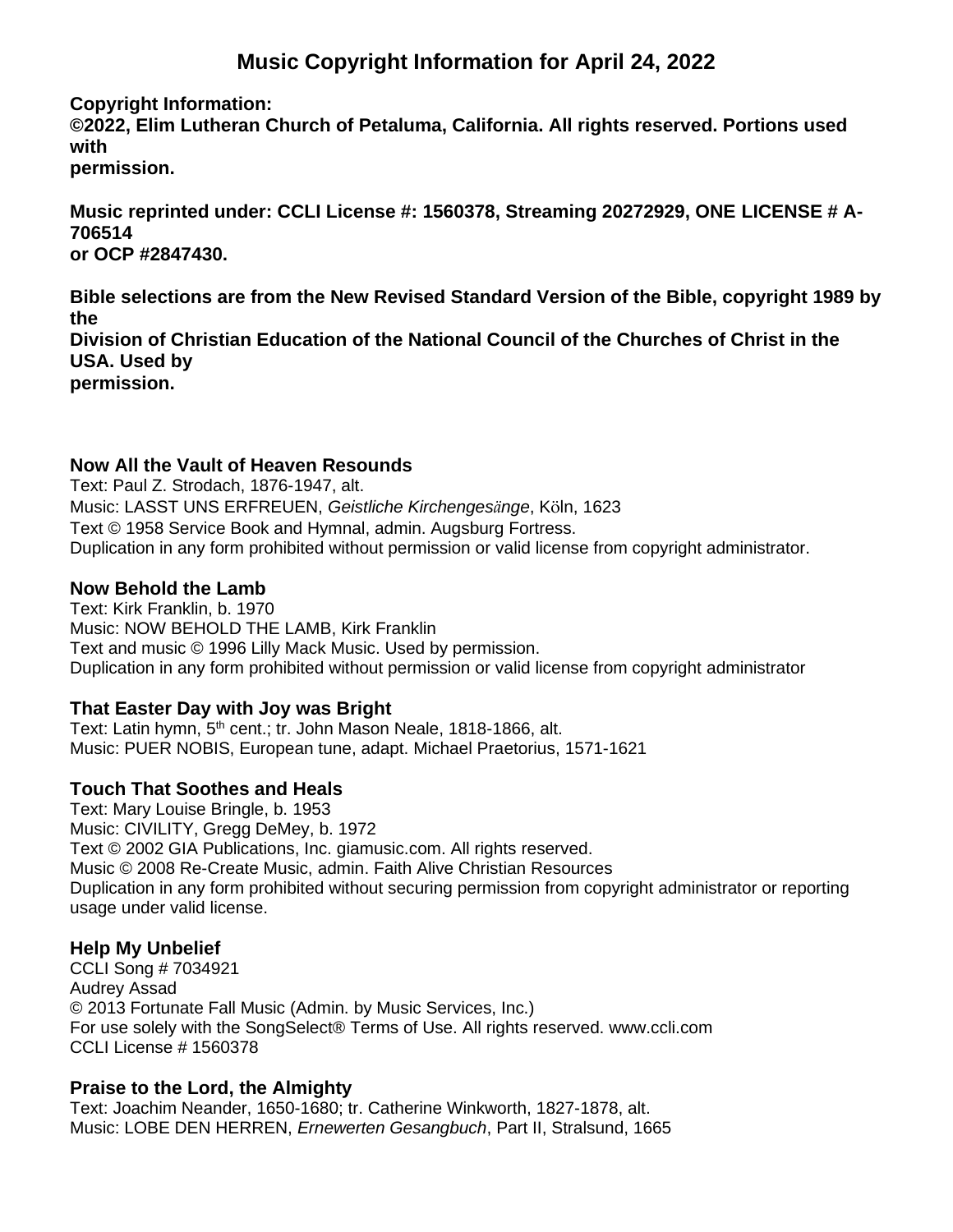# Music Copyright Information for April 24, 2022

**Copyright Information:**
**©2022, Elim Lutheran Church of Petaluma, California. All rights reserved. Portions used with permission.**

**Music reprinted under: CCLI License #: 1560378, Streaming 20272929, ONE LICENSE # A-706514 or OCP #2847430.**

**Bible selections are from the New Revised Standard Version of the Bible, copyright 1989 by the Division of Christian Education of the National Council of the Churches of Christ in the USA. Used by permission.**

### Now All the Vault of Heaven Resounds

Text: Paul Z. Strodach, 1876-1947, alt.
Music: LASST UNS ERFREUEN, *Geistliche Kirchengesänge*, Köln, 1623
Text © 1958 Service Book and Hymnal, admin. Augsburg Fortress.
Duplication in any form prohibited without permission or valid license from copyright administrator.

### Now Behold the Lamb

Text: Kirk Franklin, b. 1970
Music: NOW BEHOLD THE LAMB, Kirk Franklin
Text and music © 1996 Lilly Mack Music. Used by permission.
Duplication in any form prohibited without permission or valid license from copyright administrator

### That Easter Day with Joy was Bright

Text: Latin hymn, 5th cent.; tr. John Mason Neale, 1818-1866, alt.
Music: PUER NOBIS, European tune, adapt. Michael Praetorius, 1571-1621

### Touch That Soothes and Heals

Text: Mary Louise Bringle, b. 1953
Music: CIVILITY, Gregg DeMey, b. 1972
Text © 2002 GIA Publications, Inc. giamusic.com. All rights reserved.
Music © 2008 Re-Create Music, admin. Faith Alive Christian Resources
Duplication in any form prohibited without securing permission from copyright administrator or reporting usage under valid license.

### Help My Unbelief

CCLI Song # 7034921
Audrey Assad
© 2013 Fortunate Fall Music (Admin. by Music Services, Inc.)
For use solely with the SongSelect® Terms of Use. All rights reserved. www.ccli.com
CCLI License # 1560378

### Praise to the Lord, the Almighty

Text: Joachim Neander, 1650-1680; tr. Catherine Winkworth, 1827-1878, alt.
Music: LOBE DEN HERREN, *Ernewerten Gesangbuch*, Part II, Stralsund, 1665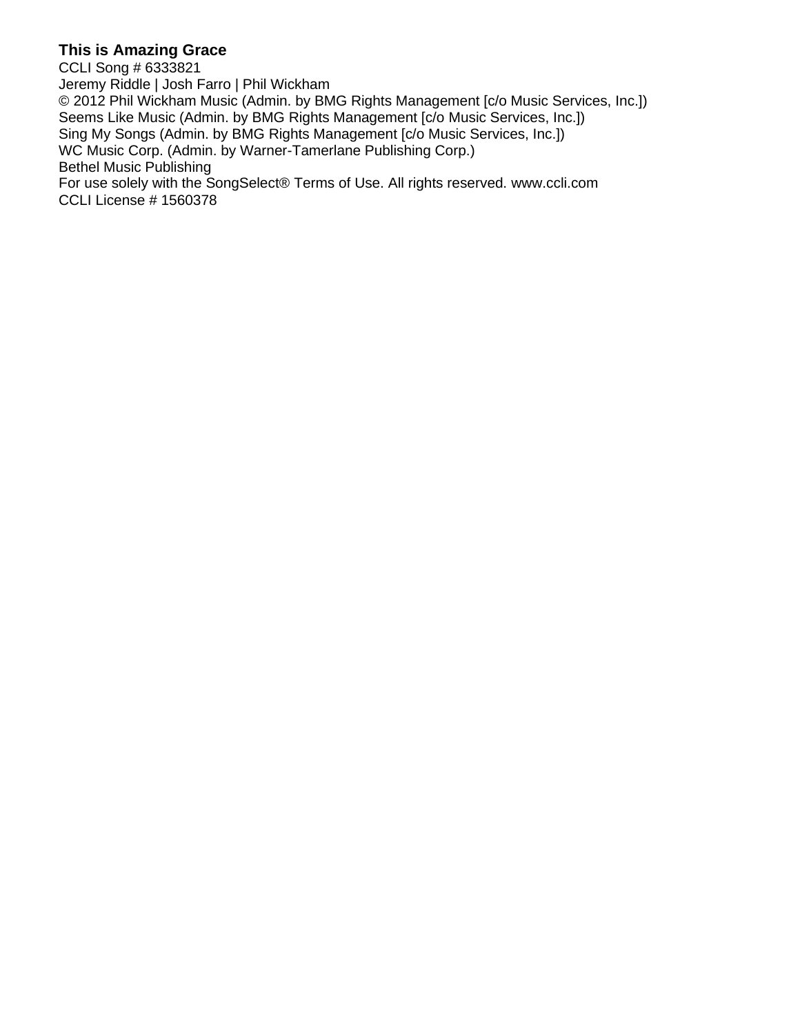**This is Amazing Grace**

CCLI Song # 6333821
Jeremy Riddle | Josh Farro | Phil Wickham
© 2012 Phil Wickham Music (Admin. by BMG Rights Management [c/o Music Services, Inc.])
Seems Like Music (Admin. by BMG Rights Management [c/o Music Services, Inc.])
Sing My Songs (Admin. by BMG Rights Management [c/o Music Services, Inc.])
WC Music Corp. (Admin. by Warner-Tamerlane Publishing Corp.)
Bethel Music Publishing
For use solely with the SongSelect® Terms of Use. All rights reserved. www.ccli.com
CCLI License # 1560378